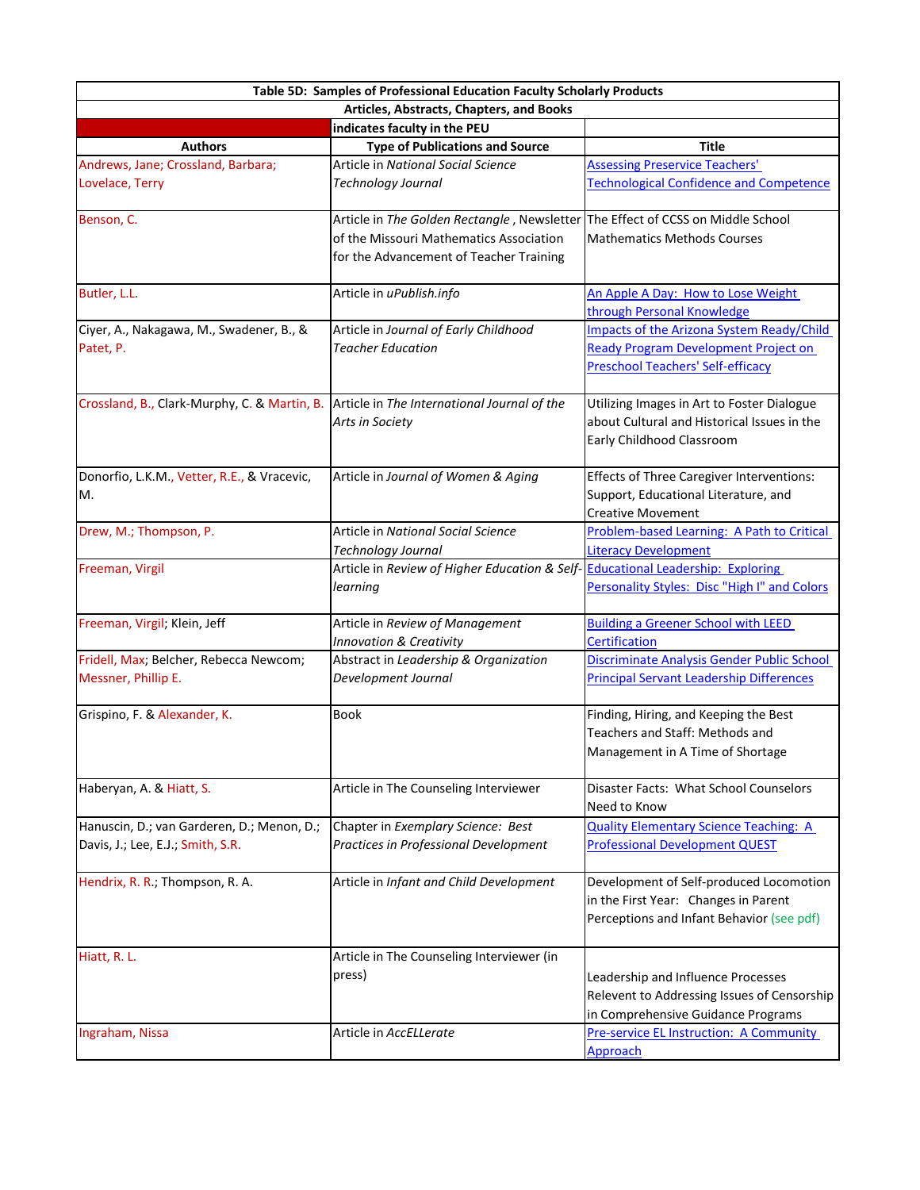| Table 5D: Samples of Professional Education Faculty Scholarly Products | | |
|---|---|---|
| Articles, Abstracts, Chapters, and Books | | |
| | indicates faculty in the PEU | |
| **Authors** | **Type of Publications and Source** | **Title** |
| Andrews, Jane; Crossland, Barbara; Lovelace, Terry | Article in *National Social Science Technology Journal* | Assessing Preservice Teachers' Technological Confidence and Competence |
| Benson, C. | Article in *The Golden Rectangle* , Newsletter of the Missouri Mathematics Association for the Advancement of Teacher Training | The Effect of CCSS on Middle School Mathematics Methods Courses |
| Butler, L.L. | Article in *uPublish.info* | An Apple A Day: How to Lose Weight through Personal Knowledge |
| Ciyer, A., Nakagawa, M., Swadener, B., & Patet, P. | Article in *Journal of Early Childhood Teacher Education* | Impacts of the Arizona System Ready/Child Ready Program Development Project on Preschool Teachers' Self-efficacy |
| Crossland, B., Clark-Murphy, C. & Martin, B. | Article in *The International Journal of the Arts in Society* | Utilizing Images in Art to Foster Dialogue about Cultural and Historical Issues in the Early Childhood Classroom |
| Donorfio, L.K.M., Vetter, R.E., & Vracevic, M. | Article in *Journal of Women & Aging* | Effects of Three Caregiver Interventions: Support, Educational Literature, and Creative Movement |
| Drew, M.; Thompson, P. | Article in *National Social Science Technology Journal* | Problem-based Learning: A Path to Critical Literacy Development |
| Freeman, Virgil | Article in *Review of Higher Education & Self-learning* | Educational Leadership: Exploring Personality Styles: Disc "High I" and Colors |
| Freeman, Virgil; Klein, Jeff | Article in *Review of Management Innovation & Creativity* | Building a Greener School with LEED Certification |
| Fridell, Max; Belcher, Rebecca Newcom; Messner, Phillip E. | Abstract in *Leadership & Organization Development Journal* | Discriminate Analysis Gender Public School Principal Servant Leadership Differences |
| Grispino, F. & Alexander, K. | Book | Finding, Hiring, and Keeping the Best Teachers and Staff: Methods and Management in A Time of Shortage |
| Haberyan, A. & Hiatt, S. | Article in The Counseling Interviewer | Disaster Facts: What School Counselors Need to Know |
| Hanuscin, D.; van Garderen, D.; Menon, D.; Davis, J.; Lee, E.J.; Smith, S.R. | Chapter in *Exemplary Science: Best Practices in Professional Development* | Quality Elementary Science Teaching: A Professional Development QUEST |
| Hendrix, R. R.; Thompson, R. A. | Article in *Infant and Child Development* | Development of Self-produced Locomotion in the First Year: Changes in Parent Perceptions and Infant Behavior (see pdf) |
| Hiatt, R. L. | Article in The Counseling Interviewer (in press) | Leadership and Influence Processes Relevent to Addressing Issues of Censorship in Comprehensive Guidance Programs |
| Ingraham, Nissa | Article in *AccELLerate* | Pre-service EL Instruction: A Community Approach |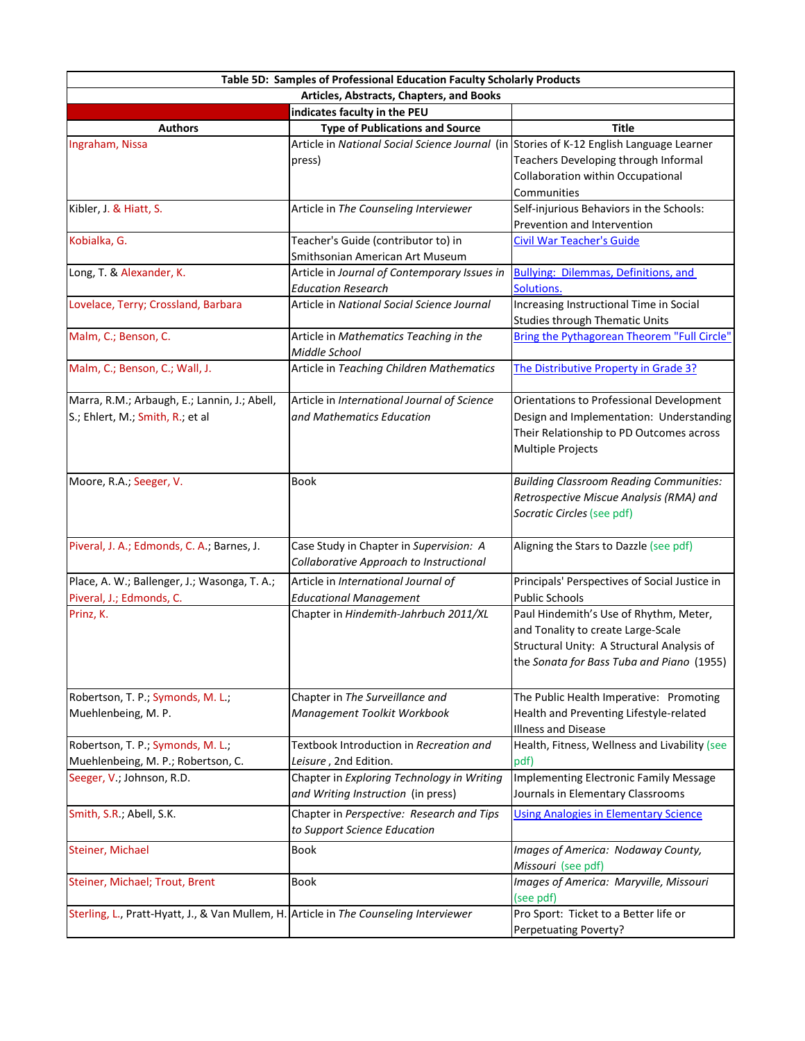| Table 5D: Samples of Professional Education Faculty Scholarly Products | | |
|---|---|---|
| Articles, Abstracts, Chapters, and Books | | |
| | indicates faculty in the PEU | |
| **Authors** | **Type of Publications and Source** | **Title** |
| Ingraham, Nissa | Article in *National Social Science Journal* (in press) | Stories of K-12 English Language Learner Teachers Developing through Informal Collaboration within Occupational Communities |
| Kibler, J. & Hiatt, S. | Article in *The Counseling Interviewer* | Self-injurious Behaviors in the Schools: Prevention and Intervention |
| Kobialka, G. | Teacher's Guide (contributor to) in Smithsonian American Art Museum | Civil War Teacher's Guide |
| Long, T. & Alexander, K. | Article in *Journal of Contemporary Issues in Education Research* | Bullying: Dilemmas, Definitions, and Solutions. |
| Lovelace, Terry; Crossland, Barbara | Article in *National Social Science Journal* | Increasing Instructional Time in Social Studies through Thematic Units |
| Malm, C.; Benson, C. | Article in *Mathematics Teaching in the Middle School* | Bring the Pythagorean Theorem "Full Circle" |
| Malm, C.; Benson, C.; Wall, J. | Article in *Teaching Children Mathematics* | The Distributive Property in Grade 3? |
| Marra, R.M.; Arbaugh, E.; Lannin, J.; Abell, S.; Ehlert, M.; Smith, R.; et al | Article in *International Journal of Science and Mathematics Education* | Orientations to Professional Development Design and Implementation: Understanding Their Relationship to PD Outcomes across Multiple Projects |
| Moore, R.A.; Seeger, V. | Book | *Building Classroom Reading Communities: Retrospective Miscue Analysis (RMA) and Socratic Circles* (see pdf) |
| Piveral, J. A.; Edmonds, C. A.; Barnes, J. | Case Study in Chapter in *Supervision: A Collaborative Approach to Instructional* | Aligning the Stars to Dazzle (see pdf) |
| Place, A. W.; Ballenger, J.; Wasonga, T. A.; Piveral, J.; Edmonds, C. | Article in *International Journal of Educational Management* | Principals' Perspectives of Social Justice in Public Schools |
| Prinz, K. | Chapter in *Hindemith-Jahrbuch 2011/XL* | Paul Hindemith's Use of Rhythm, Meter, and Tonality to create Large-Scale Structural Unity: A Structural Analysis of the *Sonata for Bass Tuba and Piano* (1955) |
| Robertson, T. P.; Symonds, M. L.; Muehlenbeing, M. P. | Chapter in *The Surveillance and Management Toolkit Workbook* | The Public Health Imperative: Promoting Health and Preventing Lifestyle-related Illness and Disease |
| Robertson, T. P.; Symonds, M. L.; Muehlenbeing, M. P.; Robertson, C. | Textbook Introduction in *Recreation and Leisure*, 2nd Edition. | Health, Fitness, Wellness and Livability (see pdf) |
| Seeger, V.; Johnson, R.D. | Chapter in *Exploring Technology in Writing and Writing Instruction* (in press) | Implementing Electronic Family Message Journals in Elementary Classrooms |
| Smith, S.R.; Abell, S.K. | Chapter in *Perspective: Research and Tips to Support Science Education* | Using Analogies in Elementary Science |
| Steiner, Michael | Book | *Images of America: Nodaway County, Missouri* (see pdf) |
| Steiner, Michael; Trout, Brent | Book | *Images of America: Maryville, Missouri* (see pdf) |
| Sterling, L., Pratt-Hyatt, J., & Van Mullem, H. | Article in *The Counseling Interviewer* | Pro Sport: Ticket to a Better life or Perpetuating Poverty? |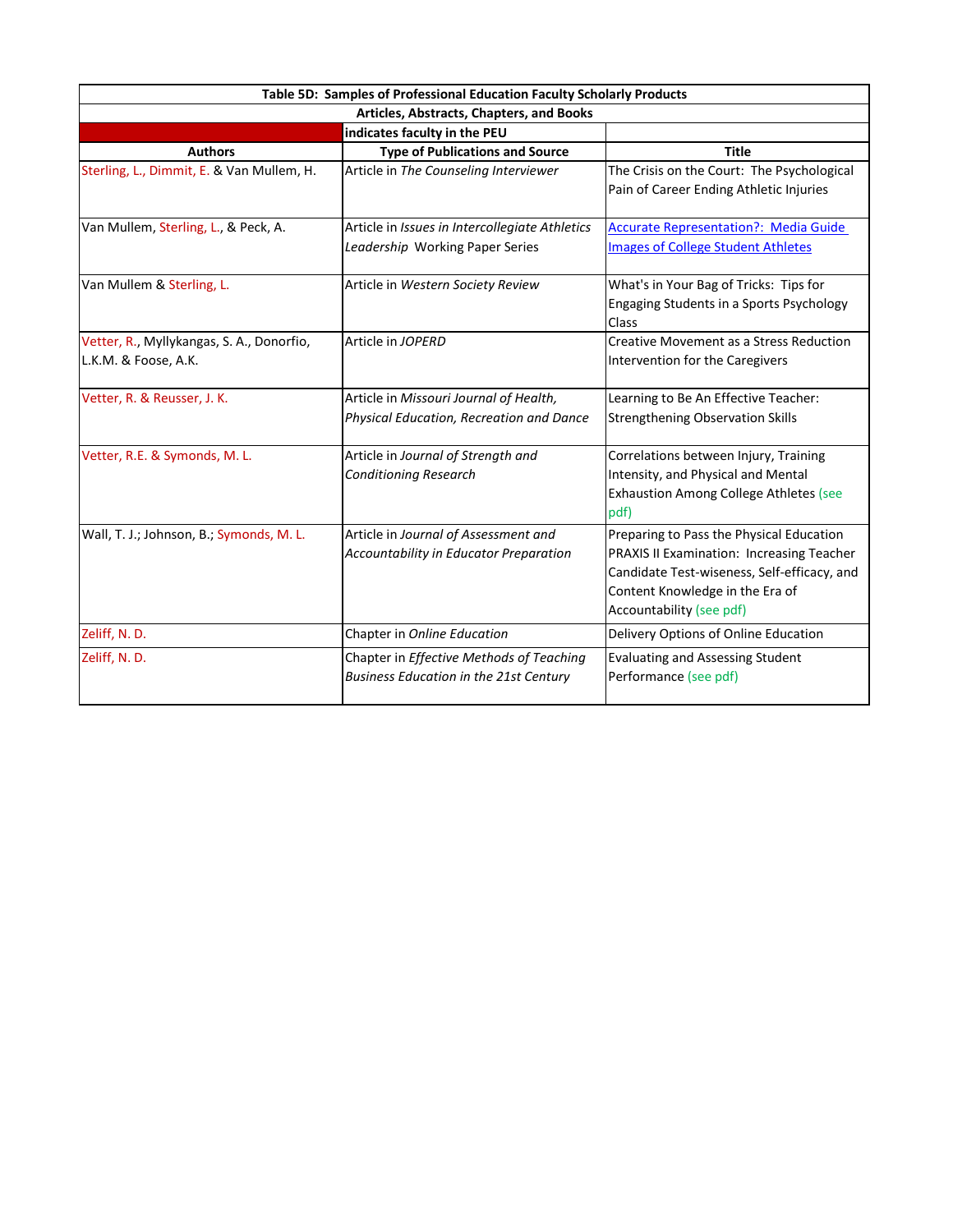| Table 5D: Samples of Professional Education Faculty Scholarly Products | | |
|---|---|---|
| Articles, Abstracts, Chapters, and Books | | |
| | indicates faculty in the PEU | |
| **Authors** | **Type of Publications and Source** | **Title** |
| Sterling, L., Dimmit, E. & Van Mullem, H. | Article in *The Counseling Interviewer* | The Crisis on the Court: The Psychological Pain of Career Ending Athletic Injuries |
| Van Mullem, Sterling, L., & Peck, A. | Article in *Issues in Intercollegiate Athletics Leadership* Working Paper Series | Accurate Representation?: Media Guide Images of College Student Athletes |
| Van Mullem & Sterling, L. | Article in *Western Society Review* | What's in Your Bag of Tricks: Tips for Engaging Students in a Sports Psychology Class |
| Vetter, R., Myllykangas, S. A., Donorfio, L.K.M. & Foose, A.K. | Article in *JOPERD* | Creative Movement as a Stress Reduction Intervention for the Caregivers |
| Vetter, R. & Reusser, J. K. | Article in *Missouri Journal of Health, Physical Education, Recreation and Dance* | Learning to Be An Effective Teacher: Strengthening Observation Skills |
| Vetter, R.E. & Symonds, M. L. | Article in *Journal of Strength and Conditioning Research* | Correlations between Injury, Training Intensity, and Physical and Mental Exhaustion Among College Athletes (see pdf) |
| Wall, T. J.; Johnson, B.; Symonds, M. L. | Article in *Journal of Assessment and Accountability in Educator Preparation* | Preparing to Pass the Physical Education PRAXIS II Examination: Increasing Teacher Candidate Test-wiseness, Self-efficacy, and Content Knowledge in the Era of Accountability (see pdf) |
| Zeliff, N. D. | Chapter in *Online Education* | Delivery Options of Online Education |
| Zeliff, N. D. | Chapter in *Effective Methods of Teaching Business Education in the 21st Century* | Evaluating and Assessing Student Performance (see pdf) |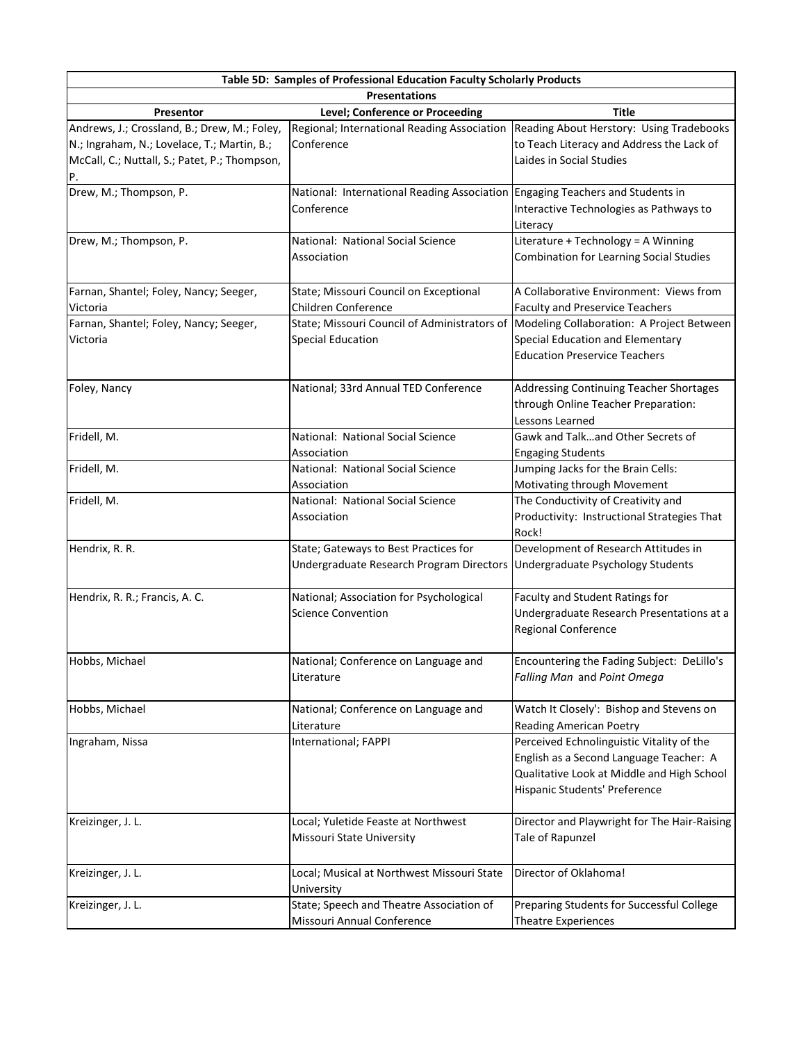| Table 5D: Samples of Professional Education Faculty Scholarly Products | | |
|---|---|---|
| **Presentations** | | |
| **Presentor** | **Level; Conference or Proceeding** | **Title** |
| Andrews, J.; Crossland, B.; Drew, M.; Foley, N.; Ingraham, N.; Lovelace, T.; Martin, B.; McCall, C.; Nuttall, S.; Patet, P.; Thompson, P. | Regional; International Reading Association Conference | Reading About Herstory: Using Tradebooks to Teach Literacy and Address the Lack of Laides in Social Studies |
| Drew, M.; Thompson, P. | National: International Reading Association Conference | Engaging Teachers and Students in Interactive Technologies as Pathways to Literacy |
| Drew, M.; Thompson, P. | National: National Social Science Association | Literature + Technology = A Winning Combination for Learning Social Studies |
| Farnan, Shantel; Foley, Nancy; Seeger, Victoria | State; Missouri Council on Exceptional Children Conference | A Collaborative Environment: Views from Faculty and Preservice Teachers |
| Farnan, Shantel; Foley, Nancy; Seeger, Victoria | State; Missouri Council of Administrators of Special Education | Modeling Collaboration: A Project Between Special Education and Elementary Education Preservice Teachers |
| Foley, Nancy | National; 33rd Annual TED Conference | Addressing Continuing Teacher Shortages through Online Teacher Preparation: Lessons Learned |
| Fridell, M. | National: National Social Science Association | Gawk and Talk…and Other Secrets of Engaging Students |
| Fridell, M. | National: National Social Science Association | Jumping Jacks for the Brain Cells: Motivating through Movement |
| Fridell, M. | National: National Social Science Association | The Conductivity of Creativity and Productivity: Instructional Strategies That Rock! |
| Hendrix, R. R. | State; Gateways to Best Practices for Undergraduate Research Program Directors | Development of Research Attitudes in Undergraduate Psychology Students |
| Hendrix, R. R.; Francis, A. C. | National; Association for Psychological Science Convention | Faculty and Student Ratings for Undergraduate Research Presentations at a Regional Conference |
| Hobbs, Michael | National; Conference on Language and Literature | Encountering the Fading Subject: DeLillo's *Falling Man* and *Point Omega* |
| Hobbs, Michael | National; Conference on Language and Literature | Watch It Closely': Bishop and Stevens on Reading American Poetry |
| Ingraham, Nissa | International; FAPPI | Perceived Echnolinguistic Vitality of the English as a Second Language Teacher: A Qualitative Look at Middle and High School Hispanic Students' Preference |
| Kreizinger, J. L. | Local; Yuletide Feaste at Northwest Missouri State University | Director and Playwright for The Hair-Raising Tale of Rapunzel |
| Kreizinger, J. L. | Local; Musical at Northwest Missouri State University | Director of Oklahoma! |
| Kreizinger, J. L. | State; Speech and Theatre Association of Missouri Annual Conference | Preparing Students for Successful College Theatre Experiences |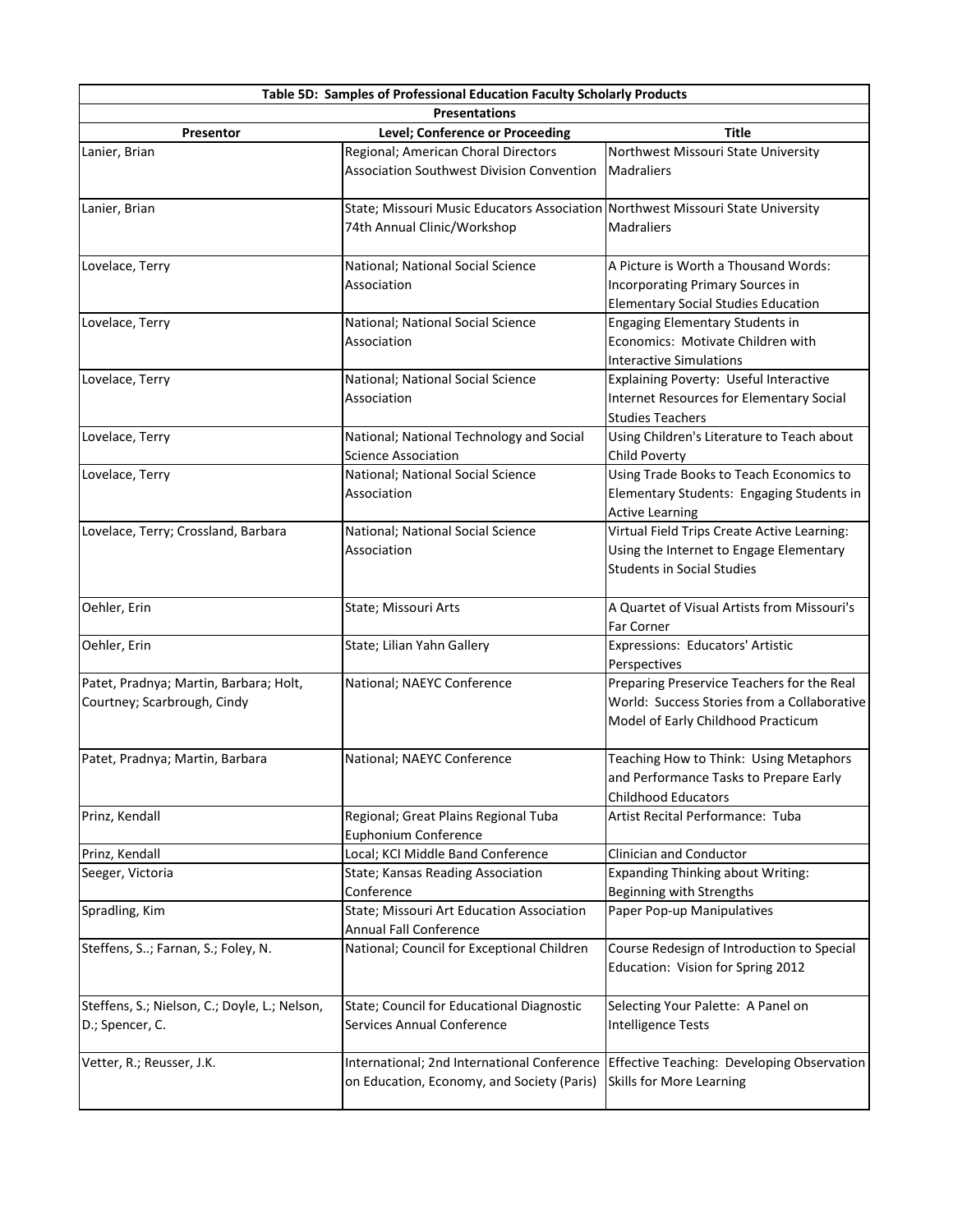| Table 5D: Samples of Professional Education Faculty Scholarly Products | | |
|---|---|---|
| **Presentations** | | |
| **Presentor** | **Level; Conference or Proceeding** | **Title** |
| Lanier, Brian | Regional; American Choral Directors Association Southwest Division Convention | Northwest Missouri State University Madraliers |
| Lanier, Brian | State; Missouri Music Educators Association 74th Annual Clinic/Workshop | Northwest Missouri State University Madraliers |
| Lovelace, Terry | National; National Social Science Association | A Picture is Worth a Thousand Words: Incorporating Primary Sources in Elementary Social Studies Education |
| Lovelace, Terry | National; National Social Science Association | Engaging Elementary Students in Economics: Motivate Children with Interactive Simulations |
| Lovelace, Terry | National; National Social Science Association | Explaining Poverty: Useful Interactive Internet Resources for Elementary Social Studies Teachers |
| Lovelace, Terry | National; National Technology and Social Science Association | Using Children's Literature to Teach about Child Poverty |
| Lovelace, Terry | National; National Social Science Association | Using Trade Books to Teach Economics to Elementary Students: Engaging Students in Active Learning |
| Lovelace, Terry; Crossland, Barbara | National; National Social Science Association | Virtual Field Trips Create Active Learning: Using the Internet to Engage Elementary Students in Social Studies |
| Oehler, Erin | State; Missouri Arts | A Quartet of Visual Artists from Missouri's Far Corner |
| Oehler, Erin | State; Lilian Yahn Gallery | Expressions: Educators' Artistic Perspectives |
| Patet, Pradnya; Martin, Barbara; Holt, Courtney; Scarbrough, Cindy | National; NAEYC Conference | Preparing Preservice Teachers for the Real World: Success Stories from a Collaborative Model of Early Childhood Practicum |
| Patet, Pradnya; Martin, Barbara | National; NAEYC Conference | Teaching How to Think: Using Metaphors and Performance Tasks to Prepare Early Childhood Educators |
| Prinz, Kendall | Regional; Great Plains Regional Tuba Euphonium Conference | Artist Recital Performance: Tuba |
| Prinz, Kendall | Local; KCI Middle Band Conference | Clinician and Conductor |
| Seeger, Victoria | State; Kansas Reading Association Conference | Expanding Thinking about Writing: Beginning with Strengths |
| Spradling, Kim | State; Missouri Art Education Association Annual Fall Conference | Paper Pop-up Manipulatives |
| Steffens, S..; Farnan, S.; Foley, N. | National; Council for Exceptional Children | Course Redesign of Introduction to Special Education: Vision for Spring 2012 |
| Steffens, S.; Nielson, C.; Doyle, L.; Nelson, D.; Spencer, C. | State; Council for Educational Diagnostic Services Annual Conference | Selecting Your Palette: A Panel on Intelligence Tests |
| Vetter, R.; Reusser, J.K. | International; 2nd International Conference on Education, Economy, and Society (Paris) | Effective Teaching: Developing Observation Skills for More Learning |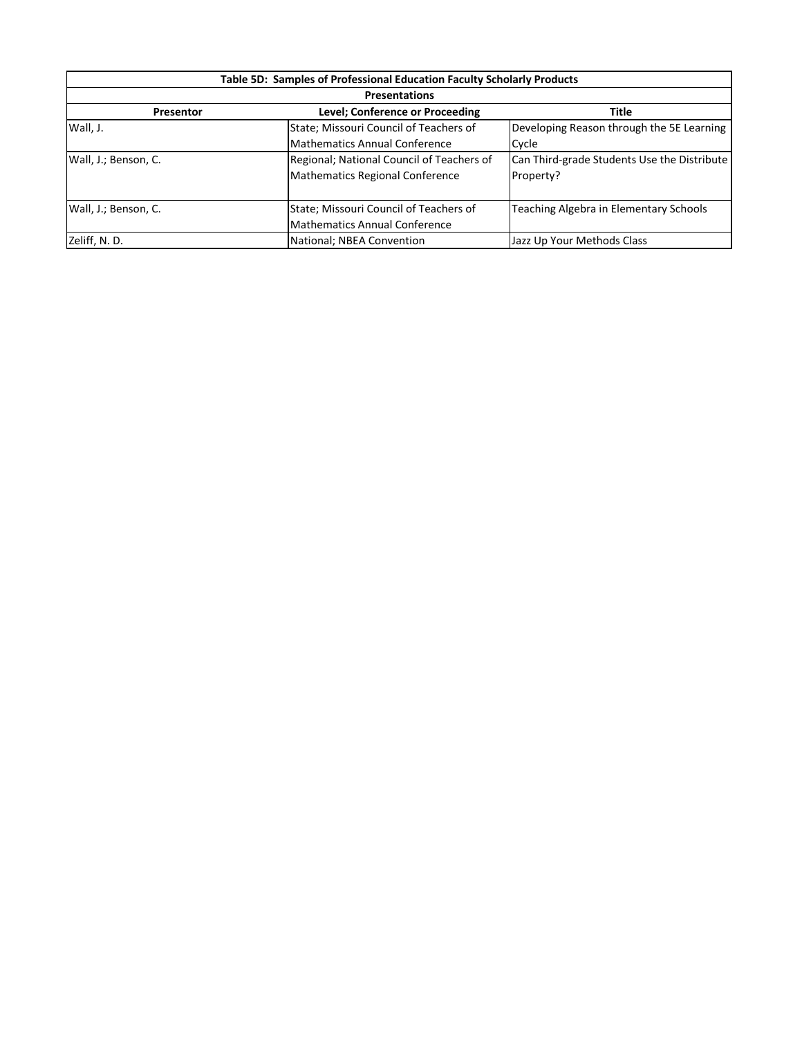| Table 5D: Samples of Professional Education Faculty Scholarly Products | | |
|---|---|---|
| **Presentations** | | |
| **Presentor** | **Level; Conference or Proceeding** | **Title** |
| Wall, J. | State; Missouri Council of Teachers of Mathematics Annual Conference | Developing Reason through the 5E Learning Cycle |
| Wall, J.; Benson, C. | Regional; National Council of Teachers of Mathematics Regional Conference | Can Third-grade Students Use the Distribute Property? |
| Wall, J.; Benson, C. | State; Missouri Council of Teachers of Mathematics Annual Conference | Teaching Algebra in Elementary Schools |
| Zeliff, N. D. | National; NBEA Convention | Jazz Up Your Methods Class |